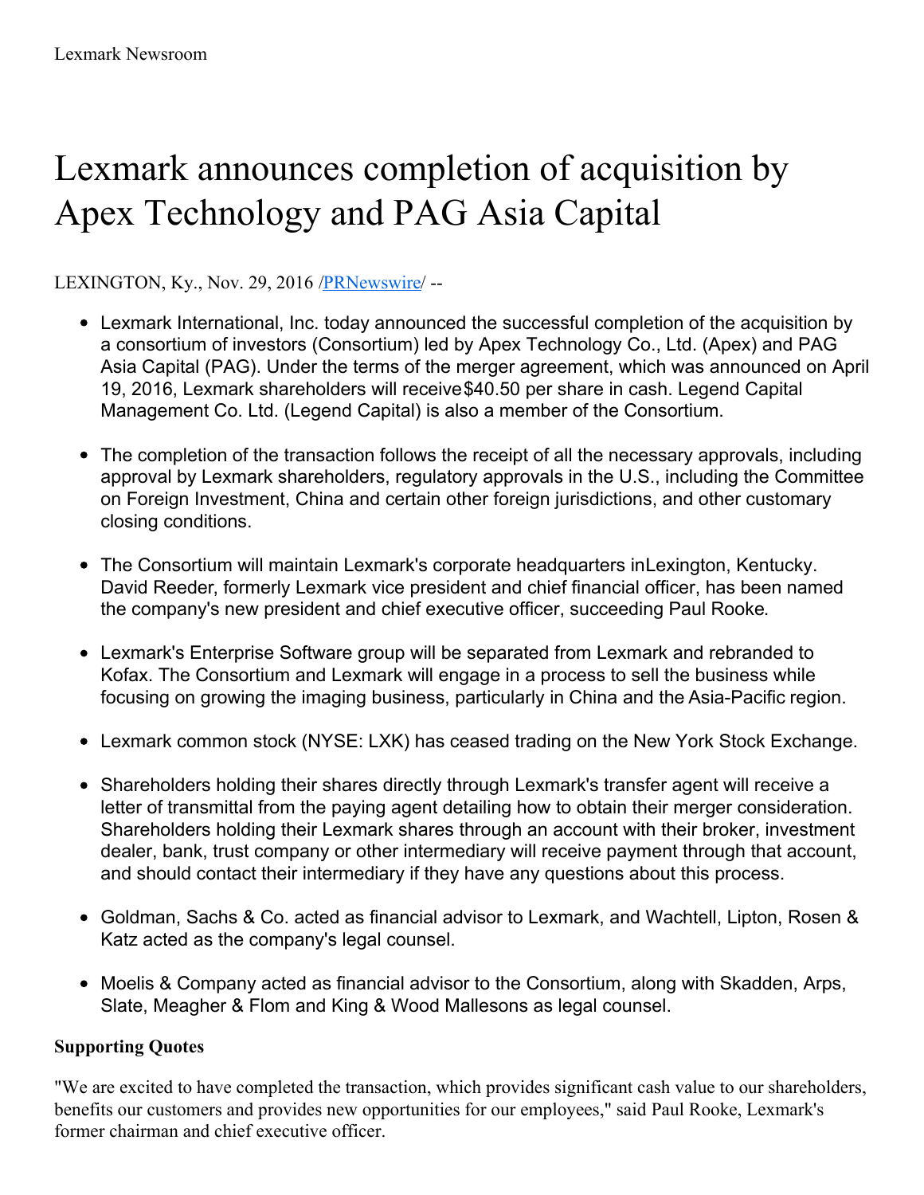Lexmark Newsroom

# Lexmark announces completion of acquisition by Apex Technology and PAG Asia Capital

LEXINGTON, Ky., Nov. 29, 2016 /PRNewswire/ --

- Lexmark International, Inc. today announced the successful completion of the acquisition by a consortium of investors (Consortium) led by Apex Technology Co., Ltd. (Apex) and PAG Asia Capital (PAG). Under the terms of the merger agreement, which was announced on April 19, 2016, Lexmark shareholders will receive $40.50 per share in cash. Legend Capital Management Co. Ltd. (Legend Capital) is also a member of the Consortium.
- The completion of the transaction follows the receipt of all the necessary approvals, including approval by Lexmark shareholders, regulatory approvals in the U.S., including the Committee on Foreign Investment, China and certain other foreign jurisdictions, and other customary closing conditions.
- The Consortium will maintain Lexmark's corporate headquarters in Lexington, Kentucky. David Reeder, formerly Lexmark vice president and chief financial officer, has been named the company's new president and chief executive officer, succeeding Paul Rooke.
- Lexmark's Enterprise Software group will be separated from Lexmark and rebranded to Kofax. The Consortium and Lexmark will engage in a process to sell the business while focusing on growing the imaging business, particularly in China and the Asia-Pacific region.
- Lexmark common stock (NYSE: LXK) has ceased trading on the New York Stock Exchange.
- Shareholders holding their shares directly through Lexmark's transfer agent will receive a letter of transmittal from the paying agent detailing how to obtain their merger consideration. Shareholders holding their Lexmark shares through an account with their broker, investment dealer, bank, trust company or other intermediary will receive payment through that account, and should contact their intermediary if they have any questions about this process.
- Goldman, Sachs & Co. acted as financial advisor to Lexmark, and Wachtell, Lipton, Rosen & Katz acted as the company's legal counsel.
- Moelis & Company acted as financial advisor to the Consortium, along with Skadden, Arps, Slate, Meagher & Flom and King & Wood Mallesons as legal counsel.

### Supporting Quotes

"We are excited to have completed the transaction, which provides significant cash value to our shareholders, benefits our customers and provides new opportunities for our employees," said Paul Rooke, Lexmark's former chairman and chief executive officer.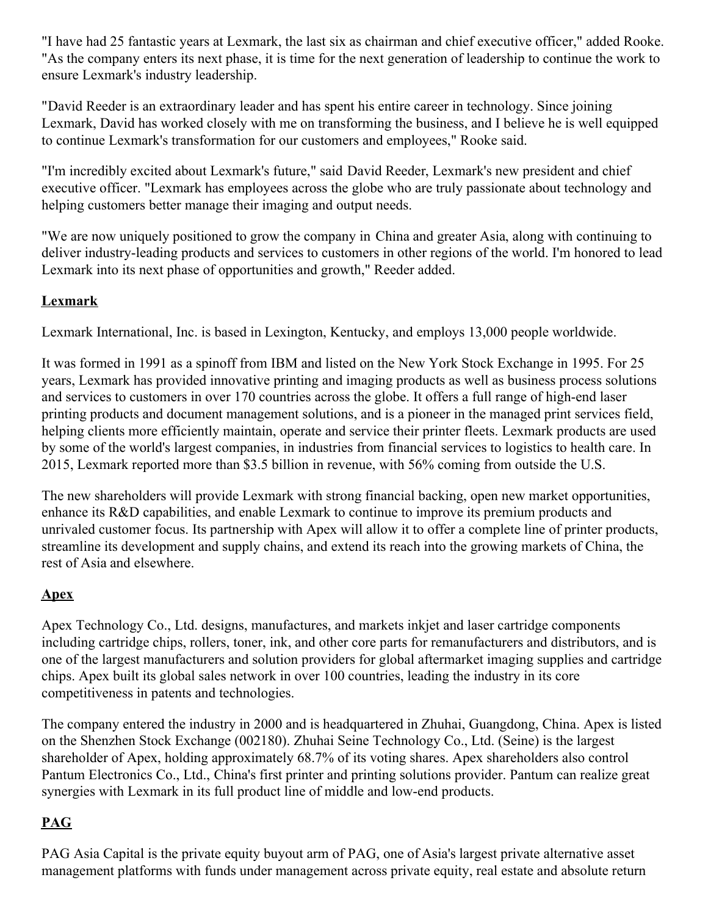"I have had 25 fantastic years at Lexmark, the last six as chairman and chief executive officer," added Rooke. "As the company enters its next phase, it is time for the next generation of leadership to continue the work to ensure Lexmark's industry leadership.

"David Reeder is an extraordinary leader and has spent his entire career in technology. Since joining Lexmark, David has worked closely with me on transforming the business, and I believe he is well equipped to continue Lexmark's transformation for our customers and employees," Rooke said.

"I'm incredibly excited about Lexmark's future," said David Reeder, Lexmark's new president and chief executive officer. "Lexmark has employees across the globe who are truly passionate about technology and helping customers better manage their imaging and output needs.

"We are now uniquely positioned to grow the company in China and greater Asia, along with continuing to deliver industry-leading products and services to customers in other regions of the world. I'm honored to lead Lexmark into its next phase of opportunities and growth," Reeder added.

## Lexmark

Lexmark International, Inc. is based in Lexington, Kentucky, and employs 13,000 people worldwide.

It was formed in 1991 as a spinoff from IBM and listed on the New York Stock Exchange in 1995. For 25 years, Lexmark has provided innovative printing and imaging products as well as business process solutions and services to customers in over 170 countries across the globe. It offers a full range of high-end laser printing products and document management solutions, and is a pioneer in the managed print services field, helping clients more efficiently maintain, operate and service their printer fleets. Lexmark products are used by some of the world's largest companies, in industries from financial services to logistics to health care. In 2015, Lexmark reported more than $3.5 billion in revenue, with 56% coming from outside the U.S.

The new shareholders will provide Lexmark with strong financial backing, open new market opportunities, enhance its R&D capabilities, and enable Lexmark to continue to improve its premium products and unrivaled customer focus. Its partnership with Apex will allow it to offer a complete line of printer products, streamline its development and supply chains, and extend its reach into the growing markets of China, the rest of Asia and elsewhere.

## Apex

Apex Technology Co., Ltd. designs, manufactures, and markets inkjet and laser cartridge components including cartridge chips, rollers, toner, ink, and other core parts for remanufacturers and distributors, and is one of the largest manufacturers and solution providers for global aftermarket imaging supplies and cartridge chips. Apex built its global sales network in over 100 countries, leading the industry in its core competitiveness in patents and technologies.

The company entered the industry in 2000 and is headquartered in Zhuhai, Guangdong, China. Apex is listed on the Shenzhen Stock Exchange (002180). Zhuhai Seine Technology Co., Ltd. (Seine) is the largest shareholder of Apex, holding approximately 68.7% of its voting shares. Apex shareholders also control Pantum Electronics Co., Ltd., China's first printer and printing solutions provider. Pantum can realize great synergies with Lexmark in its full product line of middle and low-end products.

## PAG

PAG Asia Capital is the private equity buyout arm of PAG, one of Asia's largest private alternative asset management platforms with funds under management across private equity, real estate and absolute return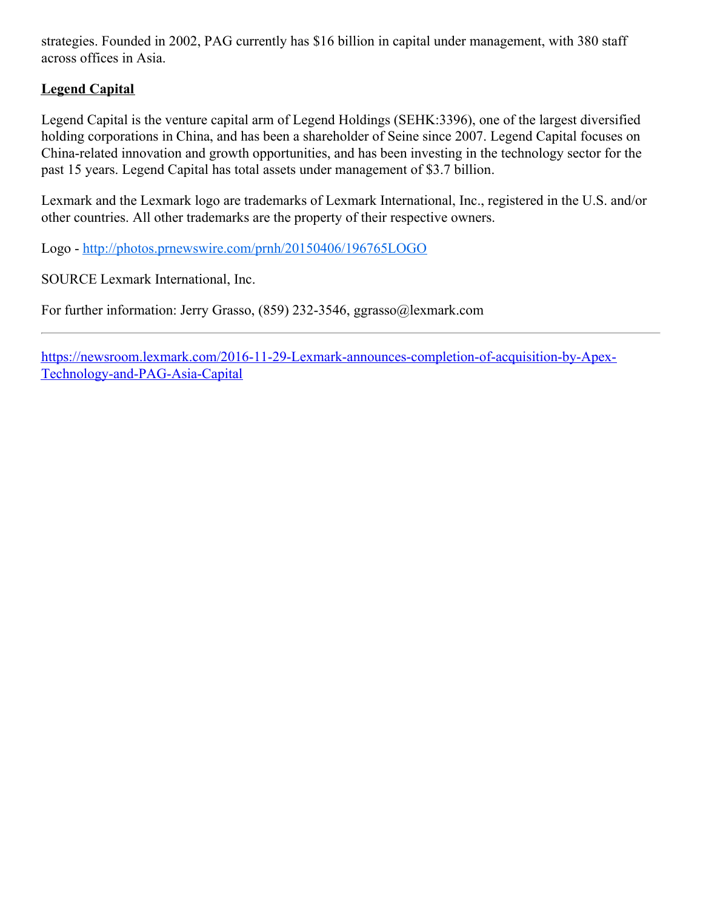strategies. Founded in 2002, PAG currently has $16 billion in capital under management, with 380 staff across offices in Asia.

**Legend Capital**

Legend Capital is the venture capital arm of Legend Holdings (SEHK:3396), one of the largest diversified holding corporations in China, and has been a shareholder of Seine since 2007. Legend Capital focuses on China-related innovation and growth opportunities, and has been investing in the technology sector for the past 15 years. Legend Capital has total assets under management of $3.7 billion.

Lexmark and the Lexmark logo are trademarks of Lexmark International, Inc., registered in the U.S. and/or other countries. All other trademarks are the property of their respective owners.

Logo - http://photos.prnewswire.com/prnh/20150406/196765LOGO

SOURCE Lexmark International, Inc.

For further information: Jerry Grasso, (859) 232-3546, ggrasso@lexmark.com

---

https://newsroom.lexmark.com/2016-11-29-Lexmark-announces-completion-of-acquisition-by-Apex-Technology-and-PAG-Asia-Capital